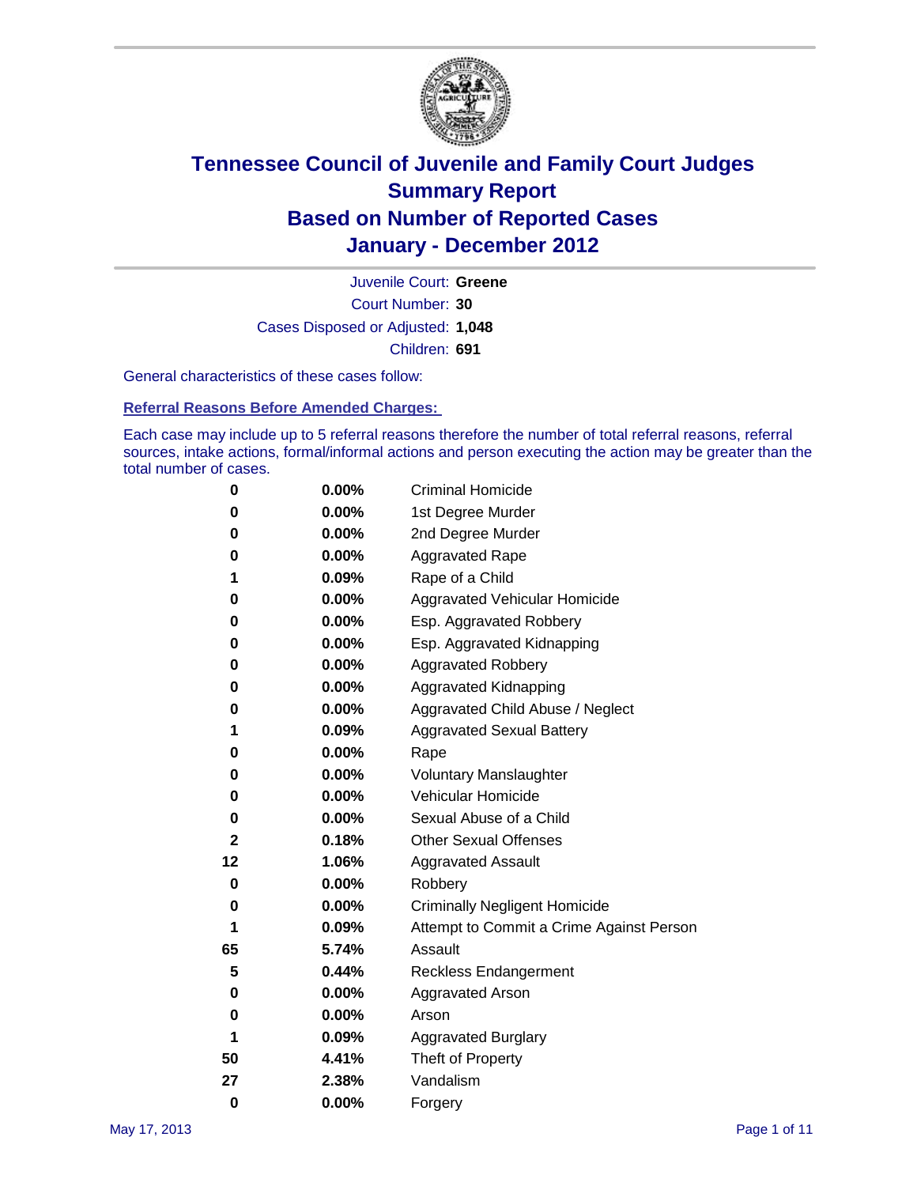# Tennessee Council of Juvenile and Family Court Judges
## Summary Report
## Based on Number of Reported Cases
## January - December 2012

Juvenile Court: **Greene**

Court Number: **30**

Cases Disposed or Adjusted: **1,048**

Children: **691**

General characteristics of these cases follow:

### Referral Reasons Before Amended Charges:

Each case may include up to 5 referral reasons therefore the number of total referral reasons, referral sources, intake actions, formal/informal actions and person executing the action may be greater than the total number of cases.

| | | |
|---|---|---|
| 0 | 0.00% | Criminal Homicide |
| 0 | 0.00% | 1st Degree Murder |
| 0 | 0.00% | 2nd Degree Murder |
| 0 | 0.00% | Aggravated Rape |
| 1 | 0.09% | Rape of a Child |
| 0 | 0.00% | Aggravated Vehicular Homicide |
| 0 | 0.00% | Esp. Aggravated Robbery |
| 0 | 0.00% | Esp. Aggravated Kidnapping |
| 0 | 0.00% | Aggravated Robbery |
| 0 | 0.00% | Aggravated Kidnapping |
| 0 | 0.00% | Aggravated Child Abuse / Neglect |
| 1 | 0.09% | Aggravated Sexual Battery |
| 0 | 0.00% | Rape |
| 0 | 0.00% | Voluntary Manslaughter |
| 0 | 0.00% | Vehicular Homicide |
| 0 | 0.00% | Sexual Abuse of a Child |
| 2 | 0.18% | Other Sexual Offenses |
| 12 | 1.06% | Aggravated Assault |
| 0 | 0.00% | Robbery |
| 0 | 0.00% | Criminally Negligent Homicide |
| 1 | 0.09% | Attempt to Commit a Crime Against Person |
| 65 | 5.74% | Assault |
| 5 | 0.44% | Reckless Endangerment |
| 0 | 0.00% | Aggravated Arson |
| 0 | 0.00% | Arson |
| 1 | 0.09% | Aggravated Burglary |
| 50 | 4.41% | Theft of Property |
| 27 | 2.38% | Vandalism |
| 0 | 0.00% | Forgery |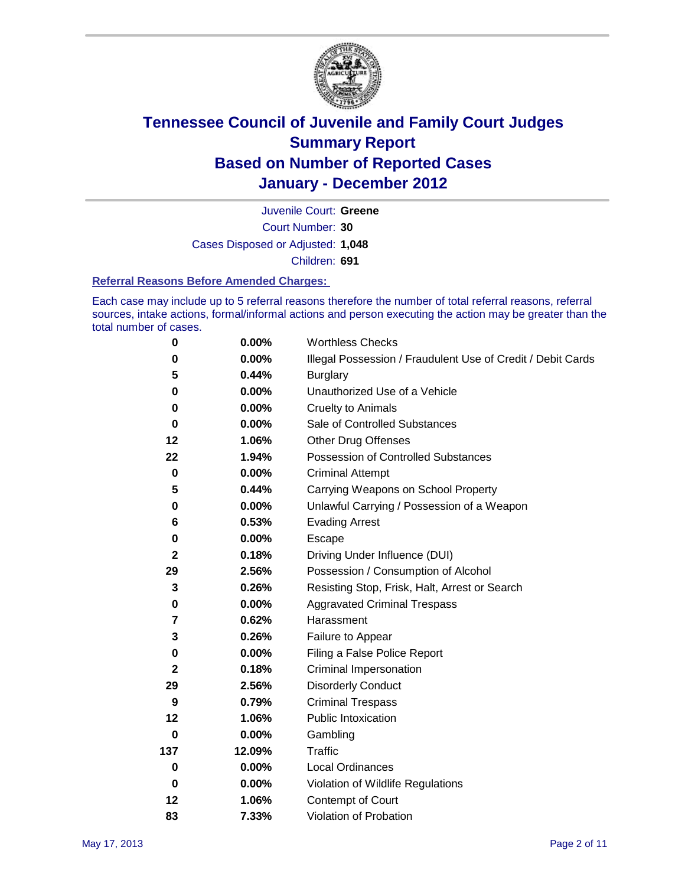# Tennessee Council of Juvenile and Family Court Judges
## Summary Report
## Based on Number of Reported Cases
## January - December 2012

Juvenile Court: **Greene**
Court Number: **30**
Cases Disposed or Adjusted: **1,048**
Children: **691**

### Referral Reasons Before Amended Charges:

Each case may include up to 5 referral reasons therefore the number of total referral reasons, referral sources, intake actions, formal/informal actions and person executing the action may be greater than the total number of cases.

| Count | Percent | Referral Reason |
|---|---|---|
| 0 | 0.00% | Worthless Checks |
| 0 | 0.00% | Illegal Possession / Fraudulent Use of Credit / Debit Cards |
| 5 | 0.44% | Burglary |
| 0 | 0.00% | Unauthorized Use of a Vehicle |
| 0 | 0.00% | Cruelty to Animals |
| 0 | 0.00% | Sale of Controlled Substances |
| 12 | 1.06% | Other Drug Offenses |
| 22 | 1.94% | Possession of Controlled Substances |
| 0 | 0.00% | Criminal Attempt |
| 5 | 0.44% | Carrying Weapons on School Property |
| 0 | 0.00% | Unlawful Carrying / Possession of a Weapon |
| 6 | 0.53% | Evading Arrest |
| 0 | 0.00% | Escape |
| 2 | 0.18% | Driving Under Influence (DUI) |
| 29 | 2.56% | Possession / Consumption of Alcohol |
| 3 | 0.26% | Resisting Stop, Frisk, Halt, Arrest or Search |
| 0 | 0.00% | Aggravated Criminal Trespass |
| 7 | 0.62% | Harassment |
| 3 | 0.26% | Failure to Appear |
| 0 | 0.00% | Filing a False Police Report |
| 2 | 0.18% | Criminal Impersonation |
| 29 | 2.56% | Disorderly Conduct |
| 9 | 0.79% | Criminal Trespass |
| 12 | 1.06% | Public Intoxication |
| 0 | 0.00% | Gambling |
| 137 | 12.09% | Traffic |
| 0 | 0.00% | Local Ordinances |
| 0 | 0.00% | Violation of Wildlife Regulations |
| 12 | 1.06% | Contempt of Court |
| 83 | 7.33% | Violation of Probation |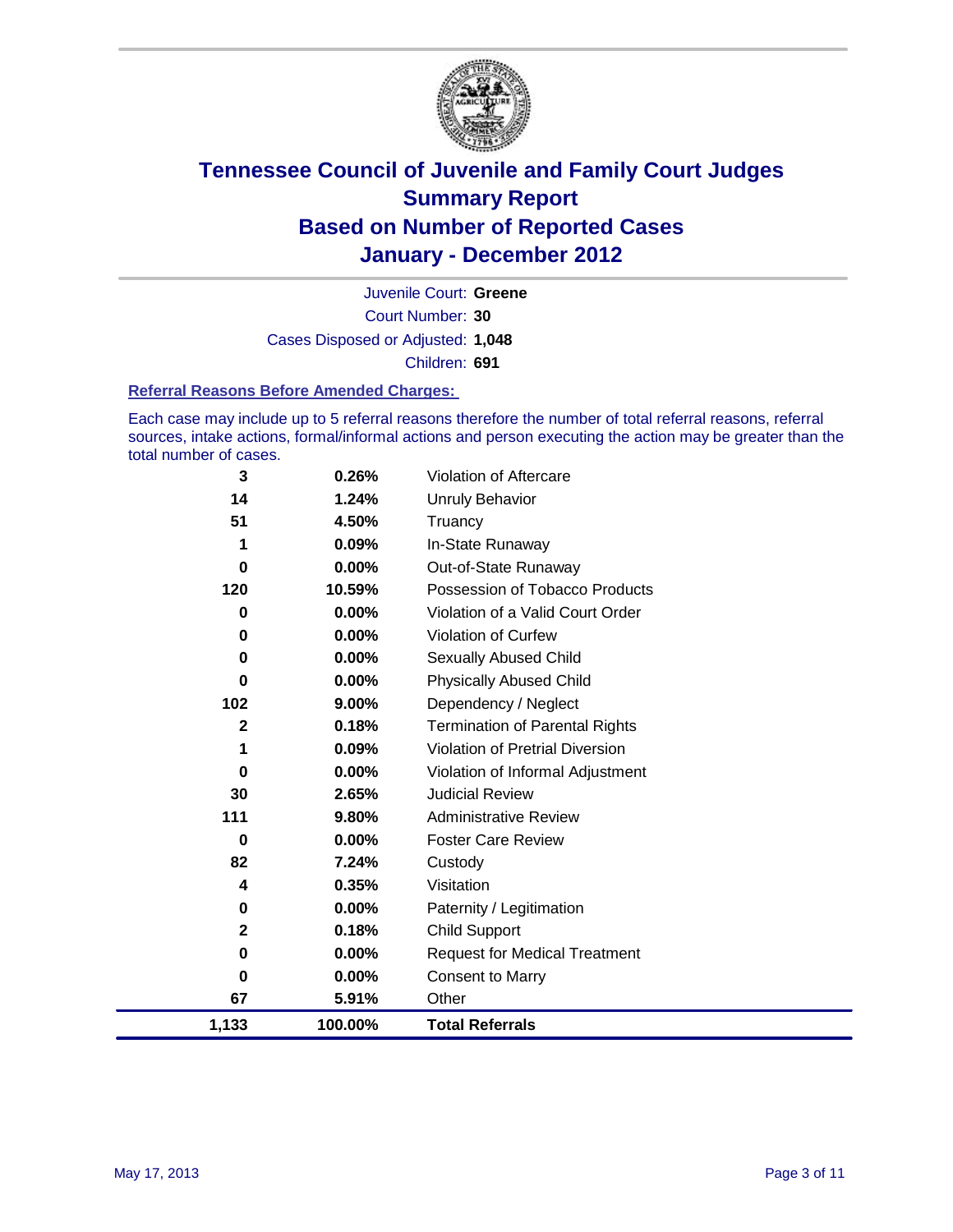# Tennessee Council of Juvenile and Family Court Judges
## Summary Report
## Based on Number of Reported Cases
## January - December 2012

Juvenile Court: **Greene**

Court Number: **30**

Cases Disposed or Adjusted: **1,048**

Children: **691**

### Referral Reasons Before Amended Charges:

Each case may include up to 5 referral reasons therefore the number of total referral reasons, referral sources, intake actions, formal/informal actions and person executing the action may be greater than the total number of cases.

| | | |
|---|---|---|
| 3 | 0.26% | Violation of Aftercare |
| 14 | 1.24% | Unruly Behavior |
| 51 | 4.50% | Truancy |
| 1 | 0.09% | In-State Runaway |
| 0 | 0.00% | Out-of-State Runaway |
| 120 | 10.59% | Possession of Tobacco Products |
| 0 | 0.00% | Violation of a Valid Court Order |
| 0 | 0.00% | Violation of Curfew |
| 0 | 0.00% | Sexually Abused Child |
| 0 | 0.00% | Physically Abused Child |
| 102 | 9.00% | Dependency / Neglect |
| 2 | 0.18% | Termination of Parental Rights |
| 1 | 0.09% | Violation of Pretrial Diversion |
| 0 | 0.00% | Violation of Informal Adjustment |
| 30 | 2.65% | Judicial Review |
| 111 | 9.80% | Administrative Review |
| 0 | 0.00% | Foster Care Review |
| 82 | 7.24% | Custody |
| 4 | 0.35% | Visitation |
| 0 | 0.00% | Paternity / Legitimation |
| 2 | 0.18% | Child Support |
| 0 | 0.00% | Request for Medical Treatment |
| 0 | 0.00% | Consent to Marry |
| 67 | 5.91% | Other |
| **1,133** | **100.00%** | **Total Referrals** |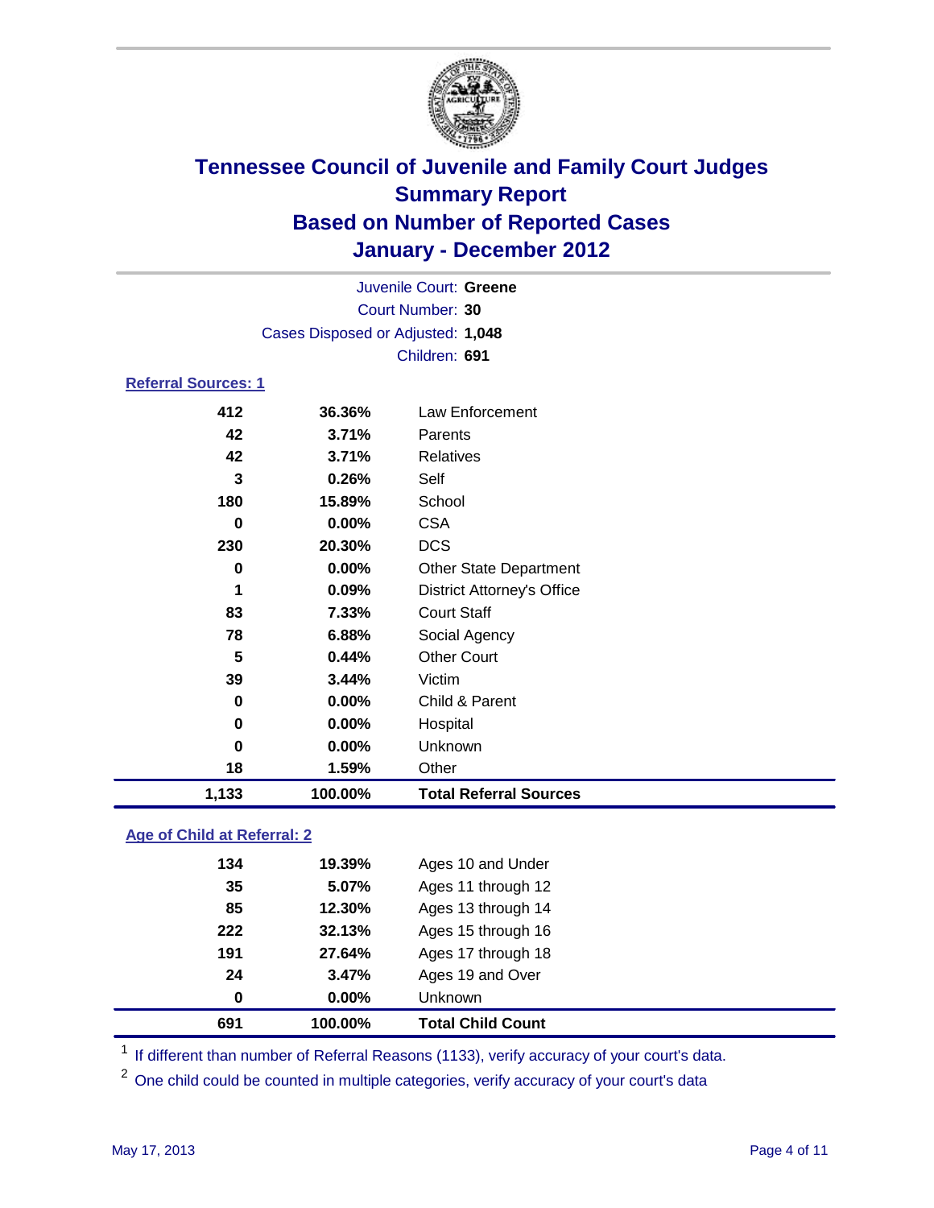# Tennessee Council of Juvenile and Family Court Judges
## Summary Report
## Based on Number of Reported Cases
## January - December 2012

Juvenile Court: **Greene**
Court Number: **30**
Cases Disposed or Adjusted: **1,048**
Children: **691**

### Referral Sources: 1

| | | |
|---|---|---|
| 412 | 36.36% | Law Enforcement |
| 42 | 3.71% | Parents |
| 42 | 3.71% | Relatives |
| 3 | 0.26% | Self |
| 180 | 15.89% | School |
| 0 | 0.00% | CSA |
| 230 | 20.30% | DCS |
| 0 | 0.00% | Other State Department |
| 1 | 0.09% | District Attorney's Office |
| 83 | 7.33% | Court Staff |
| 78 | 6.88% | Social Agency |
| 5 | 0.44% | Other Court |
| 39 | 3.44% | Victim |
| 0 | 0.00% | Child & Parent |
| 0 | 0.00% | Hospital |
| 0 | 0.00% | Unknown |
| 18 | 1.59% | Other |
| **1,133** | **100.00%** | **Total Referral Sources** |

### Age of Child at Referral: 2

| | | |
|---|---|---|
| 134 | 19.39% | Ages 10 and Under |
| 35 | 5.07% | Ages 11 through 12 |
| 85 | 12.30% | Ages 13 through 14 |
| 222 | 32.13% | Ages 15 through 16 |
| 191 | 27.64% | Ages 17 through 18 |
| 24 | 3.47% | Ages 19 and Over |
| 0 | 0.00% | Unknown |
| **691** | **100.00%** | **Total Child Count** |

[1] If different than number of Referral Reasons (1133), verify accuracy of your court's data.

[2] One child could be counted in multiple categories, verify accuracy of your court's data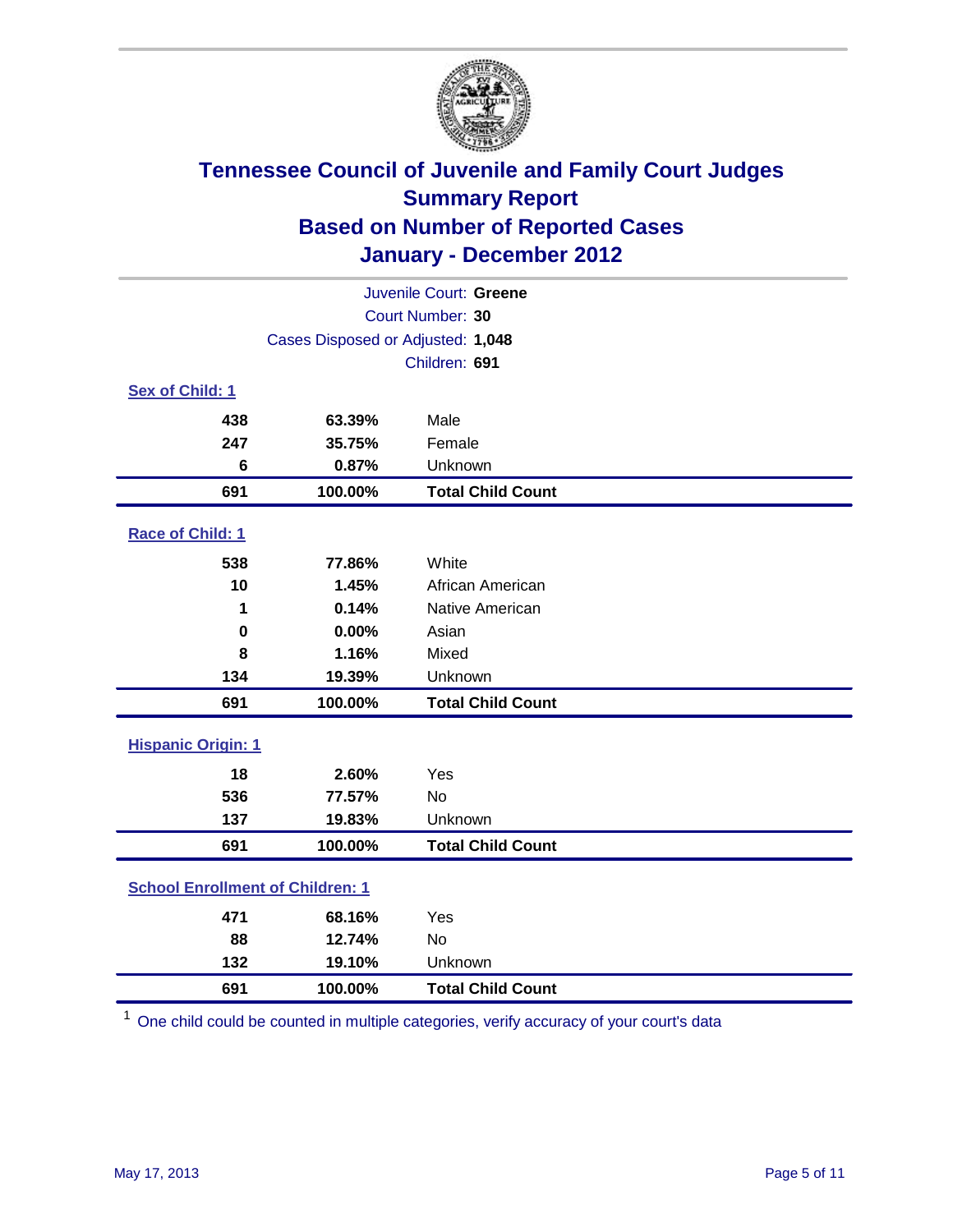# Tennessee Council of Juvenile and Family Court Judges
## Summary Report
## Based on Number of Reported Cases
## January - December 2012

Juvenile Court: **Greene**
Court Number: **30**
Cases Disposed or Adjusted: **1,048**
Children: **691**

### Sex of Child: 1

| Count | Percent | Category |
|---|---|---|
| 438 | 63.39% | Male |
| 247 | 35.75% | Female |
| 6 | 0.87% | Unknown |
| **691** | **100.00%** | **Total Child Count** |

### Race of Child: 1

| Count | Percent | Category |
|---|---|---|
| 538 | 77.86% | White |
| 10 | 1.45% | African American |
| 1 | 0.14% | Native American |
| 0 | 0.00% | Asian |
| 8 | 1.16% | Mixed |
| 134 | 19.39% | Unknown |
| **691** | **100.00%** | **Total Child Count** |

### Hispanic Origin: 1

| Count | Percent | Category |
|---|---|---|
| 18 | 2.60% | Yes |
| 536 | 77.57% | No |
| 137 | 19.83% | Unknown |
| **691** | **100.00%** | **Total Child Count** |

### School Enrollment of Children: 1

| Count | Percent | Category |
|---|---|---|
| 471 | 68.16% | Yes |
| 88 | 12.74% | No |
| 132 | 19.10% | Unknown |
| **691** | **100.00%** | **Total Child Count** |

[1] One child could be counted in multiple categories, verify accuracy of your court's data

May 17, 2013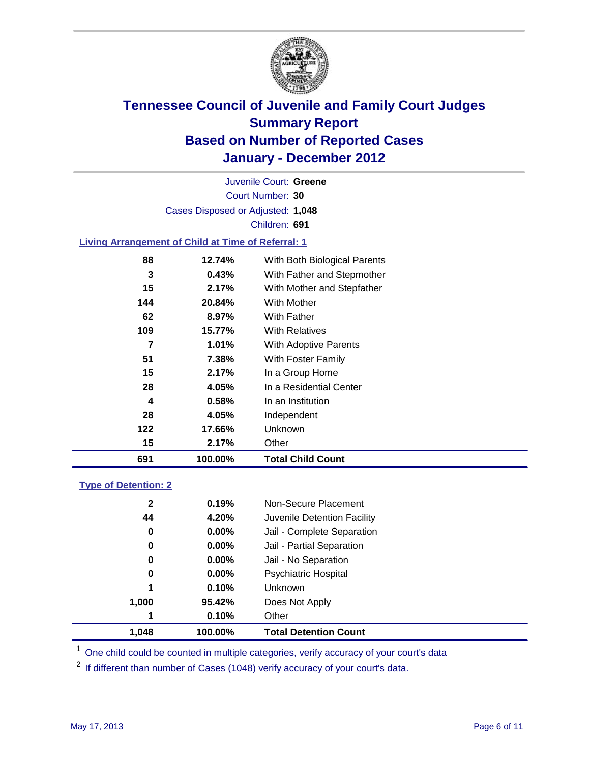# Tennessee Council of Juvenile and Family Court Judges
## Summary Report
## Based on Number of Reported Cases
## January - December 2012

Juvenile Court: **Greene**

Court Number: **30**

Cases Disposed or Adjusted: **1,048**

Children: **691**

### Living Arrangement of Child at Time of Referral: 1

| Count | Percent | Living Arrangement |
|---|---|---|
| 88 | 12.74% | With Both Biological Parents |
| 3 | 0.43% | With Father and Stepmother |
| 15 | 2.17% | With Mother and Stepfather |
| 144 | 20.84% | With Mother |
| 62 | 8.97% | With Father |
| 109 | 15.77% | With Relatives |
| 7 | 1.01% | With Adoptive Parents |
| 51 | 7.38% | With Foster Family |
| 15 | 2.17% | In a Group Home |
| 28 | 4.05% | In a Residential Center |
| 4 | 0.58% | In an Institution |
| 28 | 4.05% | Independent |
| 122 | 17.66% | Unknown |
| 15 | 2.17% | Other |
| **691** | **100.00%** | **Total Child Count** |

### Type of Detention: 2

| Count | Percent | Type of Detention |
|---|---|---|
| 2 | 0.19% | Non-Secure Placement |
| 44 | 4.20% | Juvenile Detention Facility |
| 0 | 0.00% | Jail - Complete Separation |
| 0 | 0.00% | Jail - Partial Separation |
| 0 | 0.00% | Jail - No Separation |
| 0 | 0.00% | Psychiatric Hospital |
| 1 | 0.10% | Unknown |
| 1,000 | 95.42% | Does Not Apply |
| 1 | 0.10% | Other |
| **1,048** | **100.00%** | **Total Detention Count** |

[1] One child could be counted in multiple categories, verify accuracy of your court's data

[2] If different than number of Cases (1048) verify accuracy of your court's data.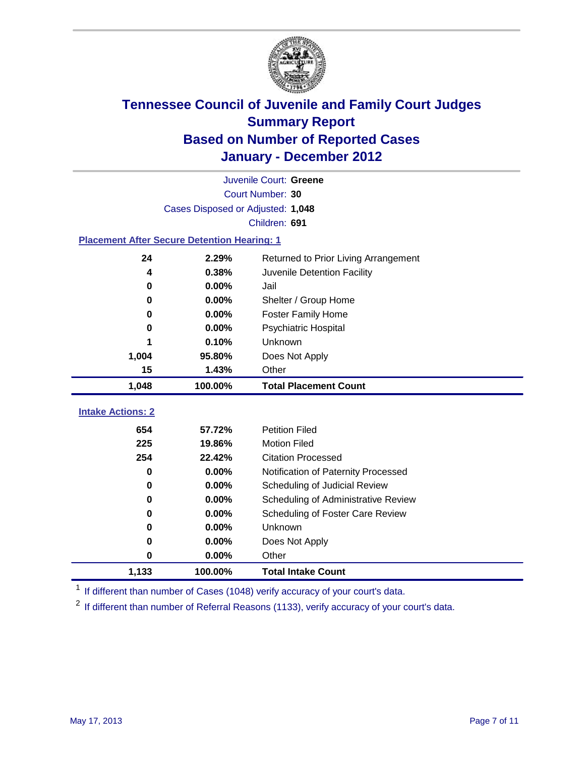# Tennessee Council of Juvenile and Family Court Judges
## Summary Report
## Based on Number of Reported Cases
## January - December 2012

Juvenile Court: **Greene**

Court Number: **30**

Cases Disposed or Adjusted: **1,048**

Children: **691**

### Placement After Secure Detention Hearing: 1

| Count | Percent | Placement |
|---|---|---|
| 24 | 2.29% | Returned to Prior Living Arrangement |
| 4 | 0.38% | Juvenile Detention Facility |
| 0 | 0.00% | Jail |
| 0 | 0.00% | Shelter / Group Home |
| 0 | 0.00% | Foster Family Home |
| 0 | 0.00% | Psychiatric Hospital |
| 1 | 0.10% | Unknown |
| 1,004 | 95.80% | Does Not Apply |
| 15 | 1.43% | Other |
| **1,048** | **100.00%** | **Total Placement Count** |

### Intake Actions: 2

| Count | Percent | Intake Action |
|---|---|---|
| 654 | 57.72% | Petition Filed |
| 225 | 19.86% | Motion Filed |
| 254 | 22.42% | Citation Processed |
| 0 | 0.00% | Notification of Paternity Processed |
| 0 | 0.00% | Scheduling of Judicial Review |
| 0 | 0.00% | Scheduling of Administrative Review |
| 0 | 0.00% | Scheduling of Foster Care Review |
| 0 | 0.00% | Unknown |
| 0 | 0.00% | Does Not Apply |
| 0 | 0.00% | Other |
| **1,133** | **100.00%** | **Total Intake Count** |

[1] If different than number of Cases (1048) verify accuracy of your court's data.

[2] If different than number of Referral Reasons (1133), verify accuracy of your court's data.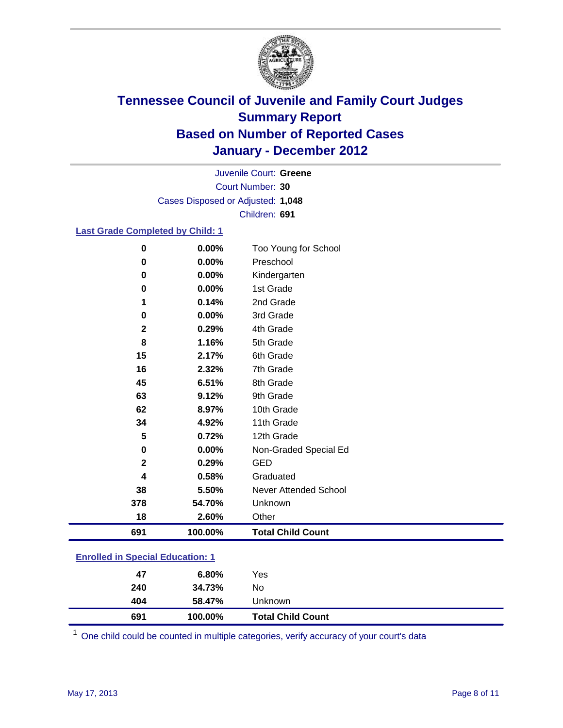# Tennessee Council of Juvenile and Family Court Judges
## Summary Report
## Based on Number of Reported Cases
## January - December 2012

Juvenile Court: **Greene**
Court Number: **30**
Cases Disposed or Adjusted: **1,048**
Children: **691**

### Last Grade Completed by Child: 1

| Count | Percent | Category |
|---|---|---|
| 0 | 0.00% | Too Young for School |
| 0 | 0.00% | Preschool |
| 0 | 0.00% | Kindergarten |
| 0 | 0.00% | 1st Grade |
| 1 | 0.14% | 2nd Grade |
| 0 | 0.00% | 3rd Grade |
| 2 | 0.29% | 4th Grade |
| 8 | 1.16% | 5th Grade |
| 15 | 2.17% | 6th Grade |
| 16 | 2.32% | 7th Grade |
| 45 | 6.51% | 8th Grade |
| 63 | 9.12% | 9th Grade |
| 62 | 8.97% | 10th Grade |
| 34 | 4.92% | 11th Grade |
| 5 | 0.72% | 12th Grade |
| 0 | 0.00% | Non-Graded Special Ed |
| 2 | 0.29% | GED |
| 4 | 0.58% | Graduated |
| 38 | 5.50% | Never Attended School |
| 378 | 54.70% | Unknown |
| 18 | 2.60% | Other |
| **691** | **100.00%** | **Total Child Count** |

### Enrolled in Special Education: 1

| Count | Percent | Category |
|---|---|---|
| 47 | 6.80% | Yes |
| 240 | 34.73% | No |
| 404 | 58.47% | Unknown |
| **691** | **100.00%** | **Total Child Count** |

[1] One child could be counted in multiple categories, verify accuracy of your court's data

May 17, 2013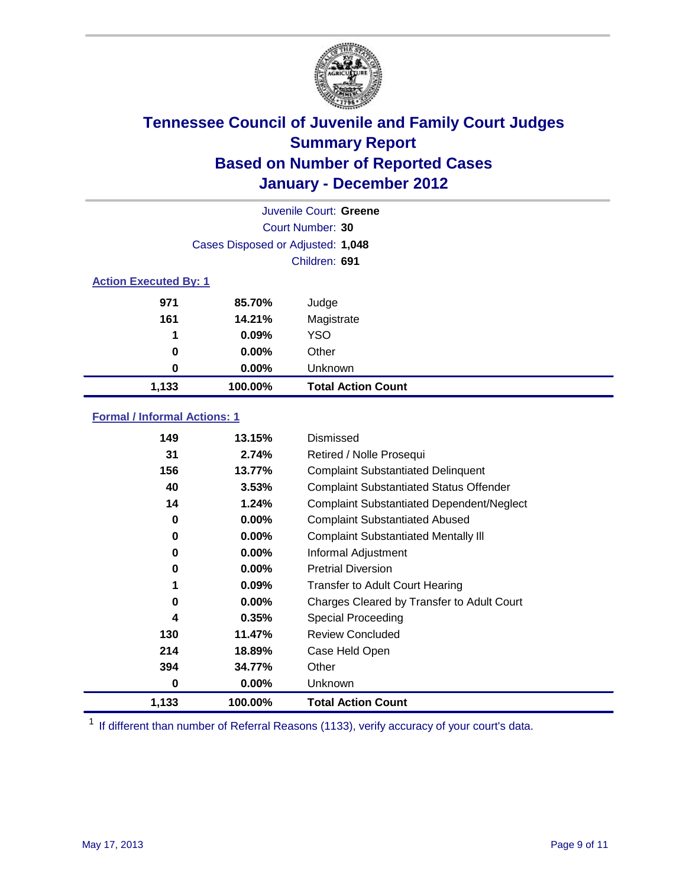# Tennessee Council of Juvenile and Family Court Judges Summary Report Based on Number of Reported Cases January - December 2012

Juvenile Court: **Greene**

Court Number: **30**

Cases Disposed or Adjusted: **1,048**

Children: **691**

### Action Executed By: 1

| | | |
|---|---|---|
| 971 | 85.70% | Judge |
| 161 | 14.21% | Magistrate |
| 1 | 0.09% | YSO |
| 0 | 0.00% | Other |
| 0 | 0.00% | Unknown |
| **1,133** | **100.00%** | **Total Action Count** |

### Formal / Informal Actions: 1

| | | |
|---|---|---|
| 149 | 13.15% | Dismissed |
| 31 | 2.74% | Retired / Nolle Prosequi |
| 156 | 13.77% | Complaint Substantiated Delinquent |
| 40 | 3.53% | Complaint Substantiated Status Offender |
| 14 | 1.24% | Complaint Substantiated Dependent/Neglect |
| 0 | 0.00% | Complaint Substantiated Abused |
| 0 | 0.00% | Complaint Substantiated Mentally Ill |
| 0 | 0.00% | Informal Adjustment |
| 0 | 0.00% | Pretrial Diversion |
| 1 | 0.09% | Transfer to Adult Court Hearing |
| 0 | 0.00% | Charges Cleared by Transfer to Adult Court |
| 4 | 0.35% | Special Proceeding |
| 130 | 11.47% | Review Concluded |
| 214 | 18.89% | Case Held Open |
| 394 | 34.77% | Other |
| 0 | 0.00% | Unknown |
| **1,133** | **100.00%** | **Total Action Count** |

[1] If different than number of Referral Reasons (1133), verify accuracy of your court's data.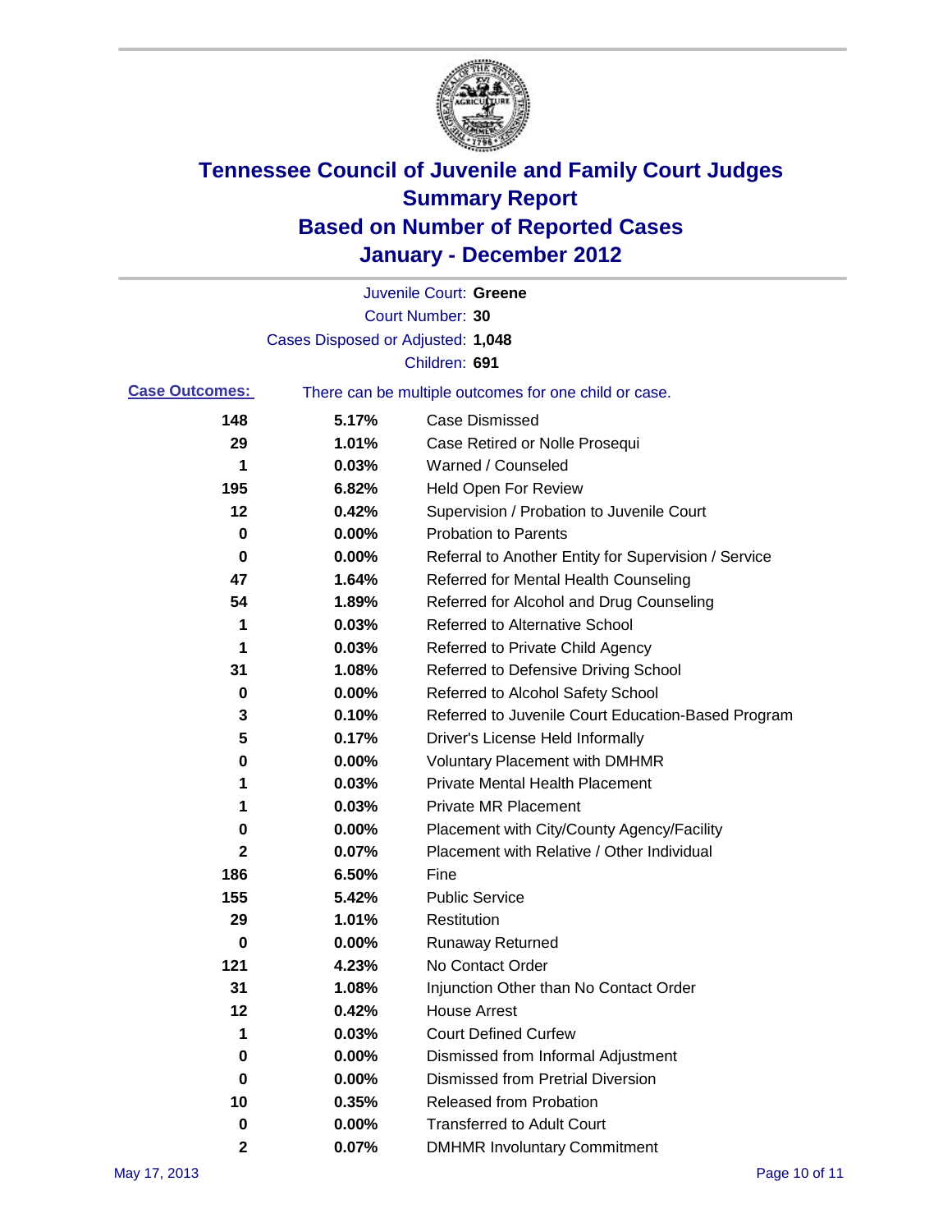# Tennessee Council of Juvenile and Family Court Judges
## Summary Report
## Based on Number of Reported Cases
## January - December 2012

Juvenile Court: **Greene**

Court Number: **30**

Cases Disposed or Adjusted: **1,048**

Children: **691**

**Case Outcomes:** There can be multiple outcomes for one child or case.

| Count | Percent | Outcome |
|---|---|---|
| 148 | 5.17% | Case Dismissed |
| 29 | 1.01% | Case Retired or Nolle Prosequi |
| 1 | 0.03% | Warned / Counseled |
| 195 | 6.82% | Held Open For Review |
| 12 | 0.42% | Supervision / Probation to Juvenile Court |
| 0 | 0.00% | Probation to Parents |
| 0 | 0.00% | Referral to Another Entity for Supervision / Service |
| 47 | 1.64% | Referred for Mental Health Counseling |
| 54 | 1.89% | Referred for Alcohol and Drug Counseling |
| 1 | 0.03% | Referred to Alternative School |
| 1 | 0.03% | Referred to Private Child Agency |
| 31 | 1.08% | Referred to Defensive Driving School |
| 0 | 0.00% | Referred to Alcohol Safety School |
| 3 | 0.10% | Referred to Juvenile Court Education-Based Program |
| 5 | 0.17% | Driver's License Held Informally |
| 0 | 0.00% | Voluntary Placement with DMHMR |
| 1 | 0.03% | Private Mental Health Placement |
| 1 | 0.03% | Private MR Placement |
| 0 | 0.00% | Placement with City/County Agency/Facility |
| 2 | 0.07% | Placement with Relative / Other Individual |
| 186 | 6.50% | Fine |
| 155 | 5.42% | Public Service |
| 29 | 1.01% | Restitution |
| 0 | 0.00% | Runaway Returned |
| 121 | 4.23% | No Contact Order |
| 31 | 1.08% | Injunction Other than No Contact Order |
| 12 | 0.42% | House Arrest |
| 1 | 0.03% | Court Defined Curfew |
| 0 | 0.00% | Dismissed from Informal Adjustment |
| 0 | 0.00% | Dismissed from Pretrial Diversion |
| 10 | 0.35% | Released from Probation |
| 0 | 0.00% | Transferred to Adult Court |
| 2 | 0.07% | DMHMR Involuntary Commitment |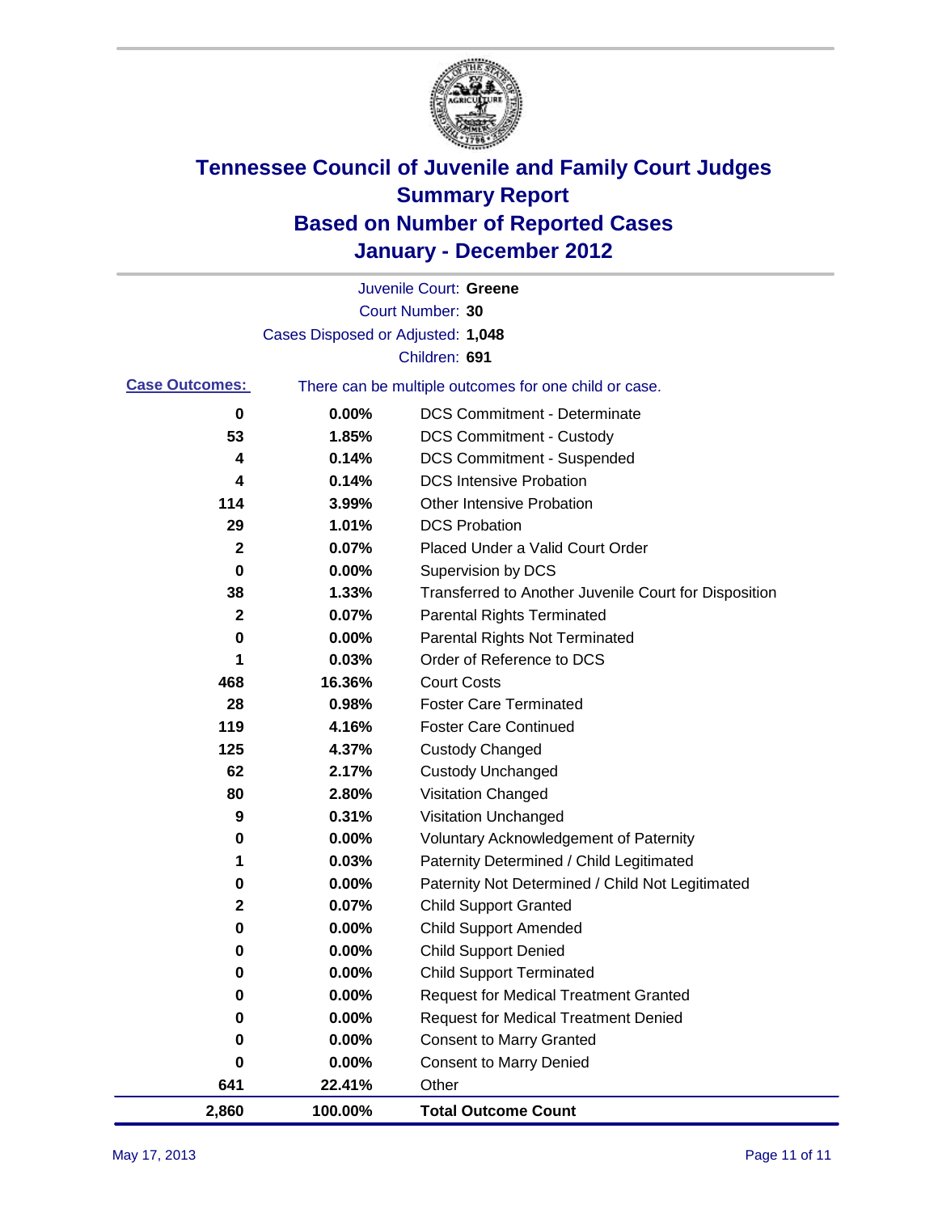# Tennessee Council of Juvenile and Family Court Judges
## Summary Report
## Based on Number of Reported Cases
## January - December 2012

Juvenile Court: **Greene**

Court Number: **30**

Cases Disposed or Adjusted: **1,048**

Children: **691**

**Case Outcomes:** There can be multiple outcomes for one child or case.

| | | |
|---|---|---|
| **0** | **0.00%** | DCS Commitment - Determinate |
| **53** | **1.85%** | DCS Commitment - Custody |
| **4** | **0.14%** | DCS Commitment - Suspended |
| **4** | **0.14%** | DCS Intensive Probation |
| **114** | **3.99%** | Other Intensive Probation |
| **29** | **1.01%** | DCS Probation |
| **2** | **0.07%** | Placed Under a Valid Court Order |
| **0** | **0.00%** | Supervision by DCS |
| **38** | **1.33%** | Transferred to Another Juvenile Court for Disposition |
| **2** | **0.07%** | Parental Rights Terminated |
| **0** | **0.00%** | Parental Rights Not Terminated |
| **1** | **0.03%** | Order of Reference to DCS |
| **468** | **16.36%** | Court Costs |
| **28** | **0.98%** | Foster Care Terminated |
| **119** | **4.16%** | Foster Care Continued |
| **125** | **4.37%** | Custody Changed |
| **62** | **2.17%** | Custody Unchanged |
| **80** | **2.80%** | Visitation Changed |
| **9** | **0.31%** | Visitation Unchanged |
| **0** | **0.00%** | Voluntary Acknowledgement of Paternity |
| **1** | **0.03%** | Paternity Determined / Child Legitimated |
| **0** | **0.00%** | Paternity Not Determined / Child Not Legitimated |
| **2** | **0.07%** | Child Support Granted |
| **0** | **0.00%** | Child Support Amended |
| **0** | **0.00%** | Child Support Denied |
| **0** | **0.00%** | Child Support Terminated |
| **0** | **0.00%** | Request for Medical Treatment Granted |
| **0** | **0.00%** | Request for Medical Treatment Denied |
| **0** | **0.00%** | Consent to Marry Granted |
| **0** | **0.00%** | Consent to Marry Denied |
| **641** | **22.41%** | Other |
| **2,860** | **100.00%** | **Total Outcome Count** |